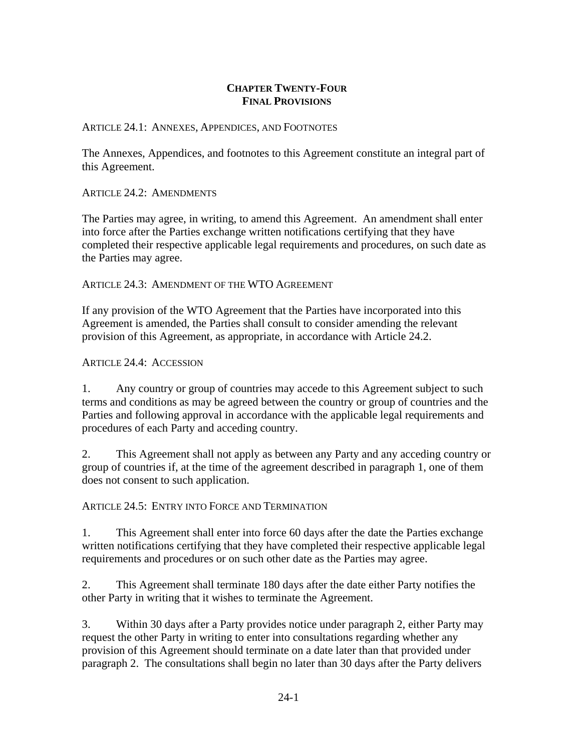# CHAPTER TWENTY-FOUR
# FINAL PROVISIONS

## ARTICLE 24.1: ANNEXES, APPENDICES, AND FOOTNOTES

The Annexes, Appendices, and footnotes to this Agreement constitute an integral part of this Agreement.

## ARTICLE 24.2: AMENDMENTS

The Parties may agree, in writing, to amend this Agreement. An amendment shall enter into force after the Parties exchange written notifications certifying that they have completed their respective applicable legal requirements and procedures, on such date as the Parties may agree.

## ARTICLE 24.3: AMENDMENT OF THE WTO AGREEMENT

If any provision of the WTO Agreement that the Parties have incorporated into this Agreement is amended, the Parties shall consult to consider amending the relevant provision of this Agreement, as appropriate, in accordance with Article 24.2.

## ARTICLE 24.4: ACCESSION

1. Any country or group of countries may accede to this Agreement subject to such terms and conditions as may be agreed between the country or group of countries and the Parties and following approval in accordance with the applicable legal requirements and procedures of each Party and acceding country.

2. This Agreement shall not apply as between any Party and any acceding country or group of countries if, at the time of the agreement described in paragraph 1, one of them does not consent to such application.

## ARTICLE 24.5: ENTRY INTO FORCE AND TERMINATION

1. This Agreement shall enter into force 60 days after the date the Parties exchange written notifications certifying that they have completed their respective applicable legal requirements and procedures or on such other date as the Parties may agree.

2. This Agreement shall terminate 180 days after the date either Party notifies the other Party in writing that it wishes to terminate the Agreement.

3. Within 30 days after a Party provides notice under paragraph 2, either Party may request the other Party in writing to enter into consultations regarding whether any provision of this Agreement should terminate on a date later than that provided under paragraph 2. The consultations shall begin no later than 30 days after the Party delivers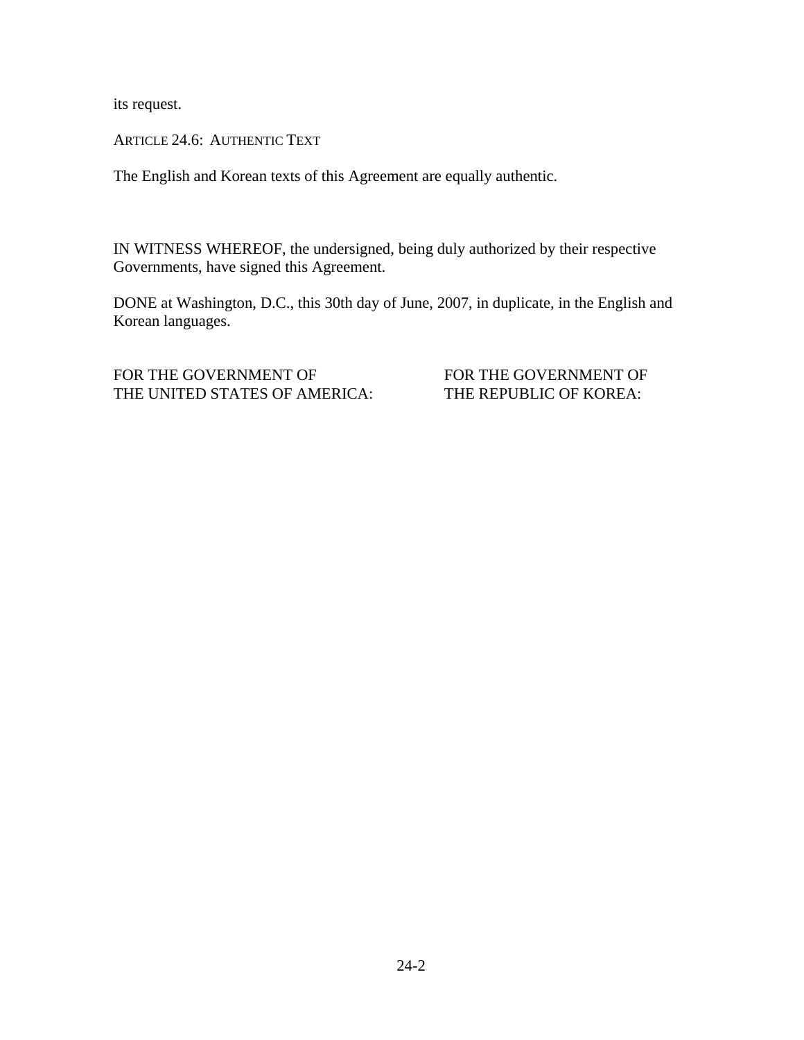its request.

ARTICLE 24.6: AUTHENTIC TEXT

The English and Korean texts of this Agreement are equally authentic.

IN WITNESS WHEREOF, the undersigned, being duly authorized by their respective Governments, have signed this Agreement.

DONE at Washington, D.C., this 30th day of June, 2007, in duplicate, in the English and Korean languages.

FOR THE GOVERNMENT OF THE UNITED STATES OF AMERICA:

FOR THE GOVERNMENT OF THE REPUBLIC OF KOREA: